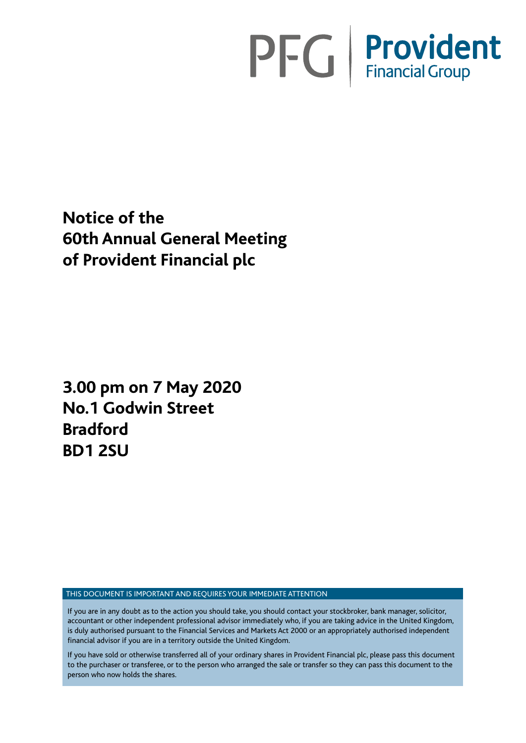PFG | **Provident** Financial Group

# Notice of the 60th Annual General Meeting of Provident Financial plc

## 3.00 pm on 7 May 2020
## No.1 Godwin Street
## Bradford
## BD1 2SU

THIS DOCUMENT IS IMPORTANT AND REQUIRES YOUR IMMEDIATE ATTENTION

If you are in any doubt as to the action you should take, you should contact your stockbroker, bank manager, solicitor, accountant or other independent professional advisor immediately who, if you are taking advice in the United Kingdom, is duly authorised pursuant to the Financial Services and Markets Act 2000 or an appropriately authorised independent financial advisor if you are in a territory outside the United Kingdom.

If you have sold or otherwise transferred all of your ordinary shares in Provident Financial plc, please pass this document to the purchaser or transferee, or to the person who arranged the sale or transfer so they can pass this document to the person who now holds the shares.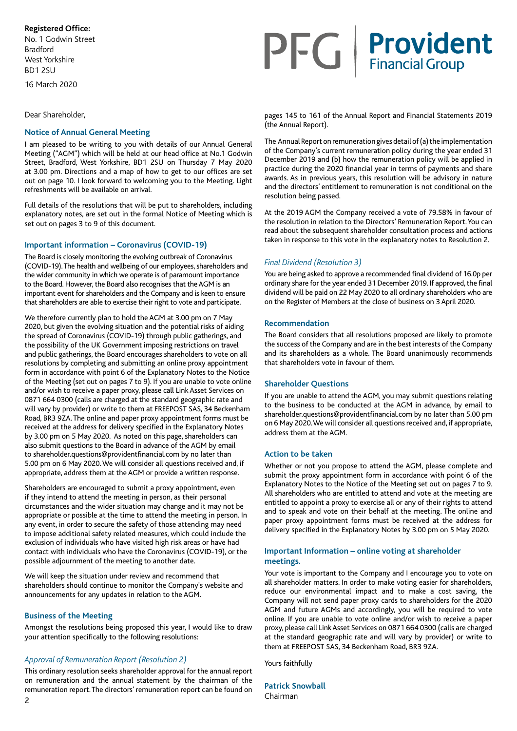**Registered Office:**
No. 1 Godwin Street
Bradford
West Yorkshire
BD1 2SU

16 March 2020

PFG | **Provident** Financial Group

Dear Shareholder,

## Notice of Annual General Meeting

I am pleased to be writing to you with details of our Annual General Meeting ("AGM") which will be held at our head office at No.1 Godwin Street, Bradford, West Yorkshire, BD1 2SU on Thursday 7 May 2020 at 3.00 pm. Directions and a map of how to get to our offices are set out on page 10. I look forward to welcoming you to the Meeting. Light refreshments will be available on arrival.

Full details of the resolutions that will be put to shareholders, including explanatory notes, are set out in the formal Notice of Meeting which is set out on pages 3 to 9 of this document.

## Important information – Coronavirus (COVID-19)

The Board is closely monitoring the evolving outbreak of Coronavirus (COVID-19). The health and wellbeing of our employees, shareholders and the wider community in which we operate is of paramount importance to the Board. However, the Board also recognises that the AGM is an important event for shareholders and the Company and is keen to ensure that shareholders are able to exercise their right to vote and participate.

We therefore currently plan to hold the AGM at 3.00 pm on 7 May 2020, but given the evolving situation and the potential risks of aiding the spread of Coronavirus (COVID-19) through public gatherings, and the possibility of the UK Government imposing restrictions on travel and public gatherings, the Board encourages shareholders to vote on all resolutions by completing and submitting an online proxy appointment form in accordance with point 6 of the Explanatory Notes to the Notice of the Meeting (set out on pages 7 to 9). If you are unable to vote online and/or wish to receive a paper proxy, please call Link Asset Services on 0871 664 0300 (calls are charged at the standard geographic rate and will vary by provider) or write to them at FREEPOST SAS, 34 Beckenham Road, BR3 9ZA. The online and paper proxy appointment forms must be received at the address for delivery specified in the Explanatory Notes by 3.00 pm on 5 May 2020. As noted on this page, shareholders can also submit questions to the Board in advance of the AGM by email to shareholder.questions@providentfinancial.com by no later than 5.00 pm on 6 May 2020. We will consider all questions received and, if appropriate, address them at the AGM or provide a written response.

Shareholders are encouraged to submit a proxy appointment, even if they intend to attend the meeting in person, as their personal circumstances and the wider situation may change and it may not be appropriate or possible at the time to attend the meeting in person. In any event, in order to secure the safety of those attending may need to impose additional safety related measures, which could include the exclusion of individuals who have visited high risk areas or have had contact with individuals who have the Coronavirus (COVID-19), or the possible adjournment of the meeting to another date.

We will keep the situation under review and recommend that shareholders should continue to monitor the Company's website and announcements for any updates in relation to the AGM.

## Business of the Meeting

Amongst the resolutions being proposed this year, I would like to draw your attention specifically to the following resolutions:

### *Approval of Remuneration Report (Resolution 2)*

This ordinary resolution seeks shareholder approval for the annual report on remuneration and the annual statement by the chairman of the remuneration report. The directors' remuneration report can be found on pages 145 to 161 of the Annual Report and Financial Statements 2019 (the Annual Report).

The Annual Report on remuneration gives detail of (a) the implementation of the Company's current remuneration policy during the year ended 31 December 2019 and (b) how the remuneration policy will be applied in practice during the 2020 financial year in terms of payments and share awards. As in previous years, this resolution will be advisory in nature and the directors' entitlement to remuneration is not conditional on the resolution being passed.

At the 2019 AGM the Company received a vote of 79.58% in favour of the resolution in relation to the Directors' Remuneration Report. You can read about the subsequent shareholder consultation process and actions taken in response to this vote in the explanatory notes to Resolution 2.

### *Final Dividend (Resolution 3)*

You are being asked to approve a recommended final dividend of 16.0p per ordinary share for the year ended 31 December 2019. If approved, the final dividend will be paid on 22 May 2020 to all ordinary shareholders who are on the Register of Members at the close of business on 3 April 2020.

## Recommendation

The Board considers that all resolutions proposed are likely to promote the success of the Company and are in the best interests of the Company and its shareholders as a whole. The Board unanimously recommends that shareholders vote in favour of them.

## Shareholder Questions

If you are unable to attend the AGM, you may submit questions relating to the business to be conducted at the AGM in advance, by email to shareholder.questions@providentfinancial.com by no later than 5.00 pm on 6 May 2020. We will consider all questions received and, if appropriate, address them at the AGM.

## Action to be taken

Whether or not you propose to attend the AGM, please complete and submit the proxy appointment form in accordance with point 6 of the Explanatory Notes to the Notice of the Meeting set out on pages 7 to 9. All shareholders who are entitled to attend and vote at the meeting are entitled to appoint a proxy to exercise all or any of their rights to attend and to speak and vote on their behalf at the meeting. The online and paper proxy appointment forms must be received at the address for delivery specified in the Explanatory Notes by 3.00 pm on 5 May 2020.

## Important Information – online voting at shareholder meetings.

Your vote is important to the Company and I encourage you to vote on all shareholder matters. In order to make voting easier for shareholders, reduce our environmental impact and to make a cost saving, the Company will not send paper proxy cards to shareholders for the 2020 AGM and future AGMs and accordingly, you will be required to vote online. If you are unable to vote online and/or wish to receive a paper proxy, please call Link Asset Services on 0871 664 0300 (calls are charged at the standard geographic rate and will vary by provider) or write to them at FREEPOST SAS, 34 Beckenham Road, BR3 9ZA.

Yours faithfully

**Patrick Snowball**
Chairman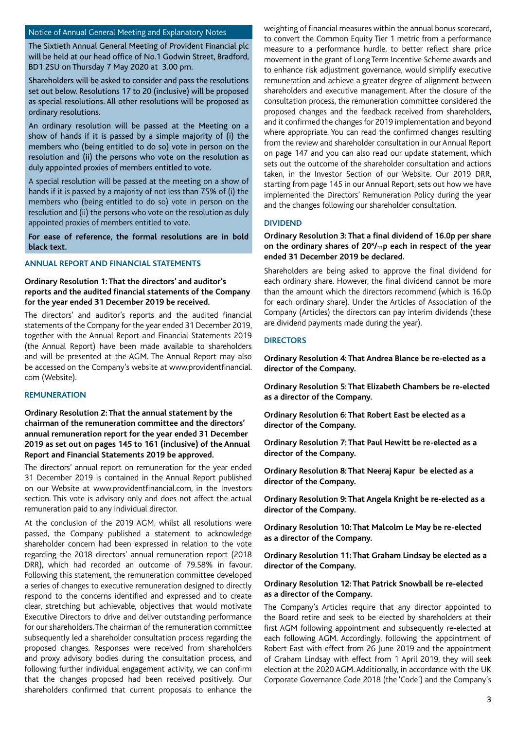## Notice of Annual General Meeting and Explanatory Notes

The Sixtieth Annual General Meeting of Provident Financial plc will be held at our head office of No.1 Godwin Street, Bradford, BD1 2SU on Thursday 7 May 2020 at 3.00 pm.

Shareholders will be asked to consider and pass the resolutions set out below. Resolutions 17 to 20 (inclusive) will be proposed as special resolutions. All other resolutions will be proposed as ordinary resolutions.

An ordinary resolution will be passed at the Meeting on a show of hands if it is passed by a simple majority of (i) the members who (being entitled to do so) vote in person on the resolution and (ii) the persons who vote on the resolution as duly appointed proxies of members entitled to vote.

A special resolution will be passed at the meeting on a show of hands if it is passed by a majority of not less than 75% of (i) the members who (being entitled to do so) vote in person on the resolution and (ii) the persons who vote on the resolution as duly appointed proxies of members entitled to vote.

**For ease of reference, the formal resolutions are in bold black text.**

### ANNUAL REPORT AND FINANCIAL STATEMENTS

**Ordinary Resolution 1: That the directors' and auditor's reports and the audited financial statements of the Company for the year ended 31 December 2019 be received.**

The directors' and auditor's reports and the audited financial statements of the Company for the year ended 31 December 2019, together with the Annual Report and Financial Statements 2019 (the Annual Report) have been made available to shareholders and will be presented at the AGM. The Annual Report may also be accessed on the Company's website at www.providentfinancial.com (Website).

### REMUNERATION

**Ordinary Resolution 2: That the annual statement by the chairman of the remuneration committee and the directors' annual remuneration report for the year ended 31 December 2019 as set out on pages 145 to 161 (inclusive) of the Annual Report and Financial Statements 2019 be approved.**

The directors' annual report on remuneration for the year ended 31 December 2019 is contained in the Annual Report published on our Website at www.providentfinancial.com, in the Investors section. This vote is advisory only and does not affect the actual remuneration paid to any individual director.

At the conclusion of the 2019 AGM, whilst all resolutions were passed, the Company published a statement to acknowledge shareholder concern had been expressed in relation to the vote regarding the 2018 directors' annual remuneration report (2018 DRR), which had recorded an outcome of 79.58% in favour. Following this statement, the remuneration committee developed a series of changes to executive remuneration designed to directly respond to the concerns identified and expressed and to create clear, stretching but achievable, objectives that would motivate Executive Directors to drive and deliver outstanding performance for our shareholders. The chairman of the remuneration committee subsequently led a shareholder consultation process regarding the proposed changes. Responses were received from shareholders and proxy advisory bodies during the consultation process, and following further individual engagement activity, we can confirm that the changes proposed had been received positively. Our shareholders confirmed that current proposals to enhance the weighting of financial measures within the annual bonus scorecard, to convert the Common Equity Tier 1 metric from a performance measure to a performance hurdle, to better reflect share price movement in the grant of Long Term Incentive Scheme awards and to enhance risk adjustment governance, would simplify executive remuneration and achieve a greater degree of alignment between shareholders and executive management. After the closure of the consultation process, the remuneration committee considered the proposed changes and the feedback received from shareholders, and it confirmed the changes for 2019 implementation and beyond where appropriate. You can read the confirmed changes resulting from the review and shareholder consultation in our Annual Report on page 147 and you can also read our update statement, which sets out the outcome of the shareholder consultation and actions taken, in the Investor Section of our Website. Our 2019 DRR, starting from page 145 in our Annual Report, sets out how we have implemented the Directors' Remuneration Policy during the year and the changes following our shareholder consultation.

### DIVIDEND

**Ordinary Resolution 3: That a final dividend of 16.0p per share on the ordinary shares of $20^{8}/_{11}$p each in respect of the year ended 31 December 2019 be declared.**

Shareholders are being asked to approve the final dividend for each ordinary share. However, the final dividend cannot be more than the amount which the directors recommend (which is 16.0p for each ordinary share). Under the Articles of Association of the Company (Articles) the directors can pay interim dividends (these are dividend payments made during the year).

### DIRECTORS

**Ordinary Resolution 4: That Andrea Blance be re-elected as a director of the Company.**

**Ordinary Resolution 5: That Elizabeth Chambers be re-elected as a director of the Company.**

**Ordinary Resolution 6: That Robert East be elected as a director of the Company.**

**Ordinary Resolution 7: That Paul Hewitt be re-elected as a director of the Company.**

**Ordinary Resolution 8: That Neeraj Kapur be elected as a director of the Company.**

**Ordinary Resolution 9: That Angela Knight be re-elected as a director of the Company.**

**Ordinary Resolution 10: That Malcolm Le May be re-elected as a director of the Company.**

**Ordinary Resolution 11: That Graham Lindsay be elected as a director of the Company.**

**Ordinary Resolution 12: That Patrick Snowball be re-elected as a director of the Company.**

The Company's Articles require that any director appointed to the Board retire and seek to be elected by shareholders at their first AGM following appointment and subsequently re-elected at each following AGM. Accordingly, following the appointment of Robert East with effect from 26 June 2019 and the appointment of Graham Lindsay with effect from 1 April 2019, they will seek election at the 2020 AGM. Additionally, in accordance with the UK Corporate Governance Code 2018 (the 'Code') and the Company's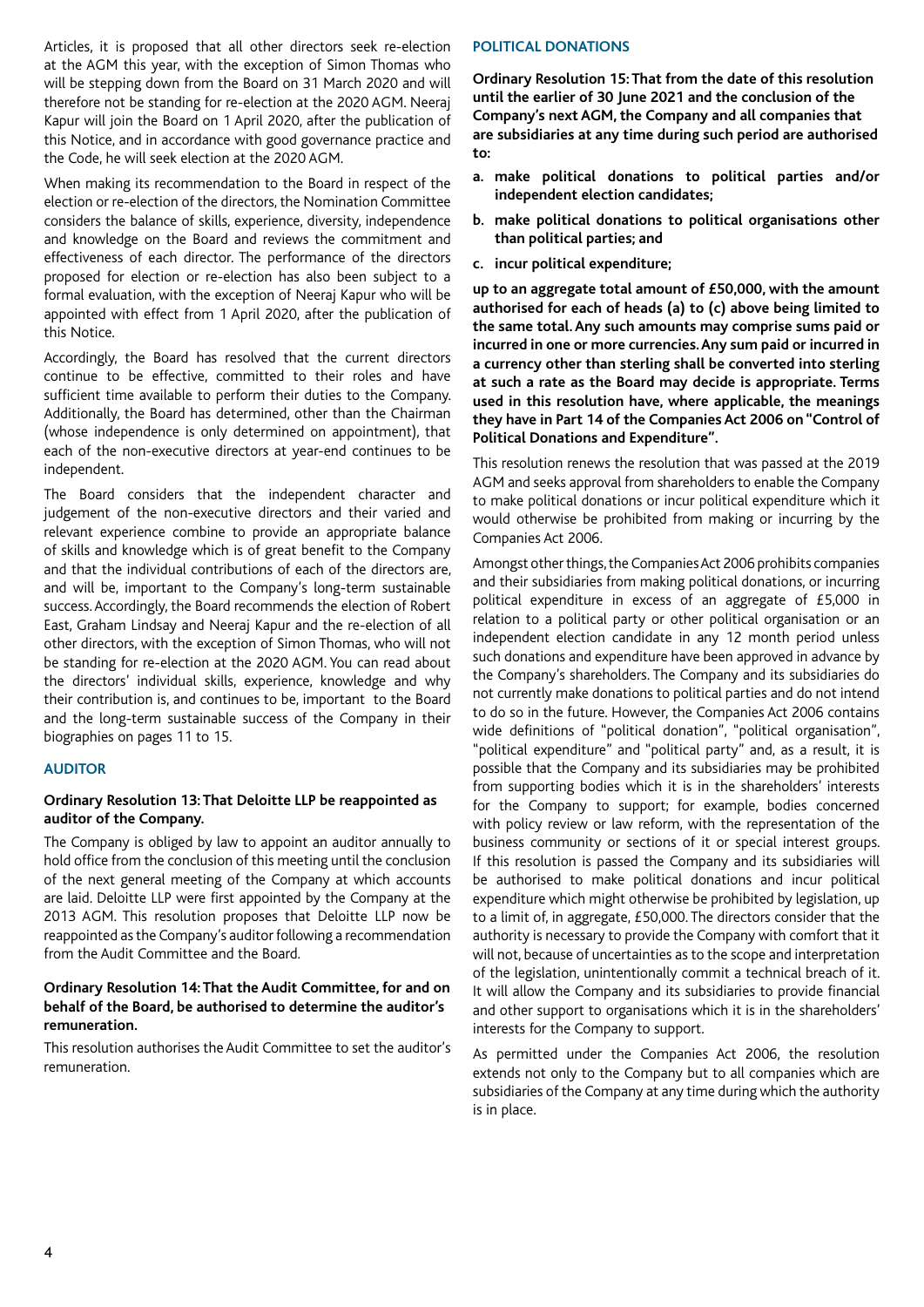Articles, it is proposed that all other directors seek re-election at the AGM this year, with the exception of Simon Thomas who will be stepping down from the Board on 31 March 2020 and will therefore not be standing for re-election at the 2020 AGM. Neeraj Kapur will join the Board on 1 April 2020, after the publication of this Notice, and in accordance with good governance practice and the Code, he will seek election at the 2020 AGM.

When making its recommendation to the Board in respect of the election or re-election of the directors, the Nomination Committee considers the balance of skills, experience, diversity, independence and knowledge on the Board and reviews the commitment and effectiveness of each director. The performance of the directors proposed for election or re-election has also been subject to a formal evaluation, with the exception of Neeraj Kapur who will be appointed with effect from 1 April 2020, after the publication of this Notice.

Accordingly, the Board has resolved that the current directors continue to be effective, committed to their roles and have sufficient time available to perform their duties to the Company. Additionally, the Board has determined, other than the Chairman (whose independence is only determined on appointment), that each of the non-executive directors at year-end continues to be independent.

The Board considers that the independent character and judgement of the non-executive directors and their varied and relevant experience combine to provide an appropriate balance of skills and knowledge which is of great benefit to the Company and that the individual contributions of each of the directors are, and will be, important to the Company's long-term sustainable success. Accordingly, the Board recommends the election of Robert East, Graham Lindsay and Neeraj Kapur and the re-election of all other directors, with the exception of Simon Thomas, who will not be standing for re-election at the 2020 AGM. You can read about the directors' individual skills, experience, knowledge and why their contribution is, and continues to be, important to the Board and the long-term sustainable success of the Company in their biographies on pages 11 to 15.

## AUDITOR

### Ordinary Resolution 13: That Deloitte LLP be reappointed as auditor of the Company.

The Company is obliged by law to appoint an auditor annually to hold office from the conclusion of this meeting until the conclusion of the next general meeting of the Company at which accounts are laid. Deloitte LLP were first appointed by the Company at the 2013 AGM. This resolution proposes that Deloitte LLP now be reappointed as the Company's auditor following a recommendation from the Audit Committee and the Board.

### Ordinary Resolution 14: That the Audit Committee, for and on behalf of the Board, be authorised to determine the auditor's remuneration.

This resolution authorises the Audit Committee to set the auditor's remuneration.

## POLITICAL DONATIONS

**Ordinary Resolution 15: That from the date of this resolution until the earlier of 30 June 2021 and the conclusion of the Company's next AGM, the Company and all companies that are subsidiaries at any time during such period are authorised to:**

**a. make political donations to political parties and/or independent election candidates;**

**b. make political donations to political organisations other than political parties; and**

**c. incur political expenditure;**

**up to an aggregate total amount of £50,000, with the amount authorised for each of heads (a) to (c) above being limited to the same total. Any such amounts may comprise sums paid or incurred in one or more currencies. Any sum paid or incurred in a currency other than sterling shall be converted into sterling at such a rate as the Board may decide is appropriate. Terms used in this resolution have, where applicable, the meanings they have in Part 14 of the Companies Act 2006 on "Control of Political Donations and Expenditure".**

This resolution renews the resolution that was passed at the 2019 AGM and seeks approval from shareholders to enable the Company to make political donations or incur political expenditure which it would otherwise be prohibited from making or incurring by the Companies Act 2006.

Amongst other things, the Companies Act 2006 prohibits companies and their subsidiaries from making political donations, or incurring political expenditure in excess of an aggregate of £5,000 in relation to a political party or other political organisation or an independent election candidate in any 12 month period unless such donations and expenditure have been approved in advance by the Company's shareholders. The Company and its subsidiaries do not currently make donations to political parties and do not intend to do so in the future. However, the Companies Act 2006 contains wide definitions of "political donation", "political organisation", "political expenditure" and "political party" and, as a result, it is possible that the Company and its subsidiaries may be prohibited from supporting bodies which it is in the shareholders' interests for the Company to support; for example, bodies concerned with policy review or law reform, with the representation of the business community or sections of it or special interest groups. If this resolution is passed the Company and its subsidiaries will be authorised to make political donations and incur political expenditure which might otherwise be prohibited by legislation, up to a limit of, in aggregate, £50,000. The directors consider that the authority is necessary to provide the Company with comfort that it will not, because of uncertainties as to the scope and interpretation of the legislation, unintentionally commit a technical breach of it. It will allow the Company and its subsidiaries to provide financial and other support to organisations which it is in the shareholders' interests for the Company to support.

As permitted under the Companies Act 2006, the resolution extends not only to the Company but to all companies which are subsidiaries of the Company at any time during which the authority is in place.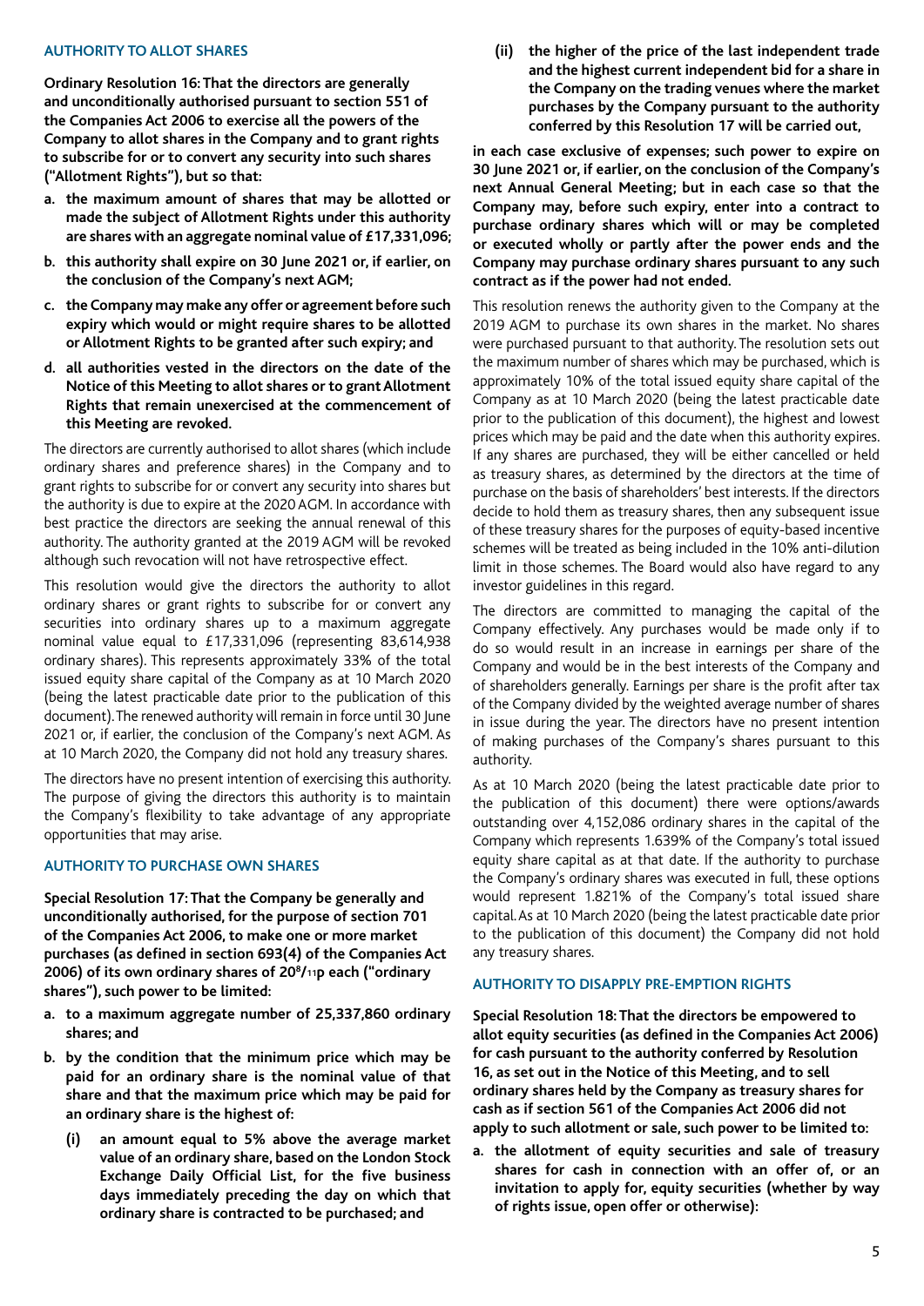### AUTHORITY TO ALLOT SHARES

**Ordinary Resolution 16: That the directors are generally and unconditionally authorised pursuant to section 551 of the Companies Act 2006 to exercise all the powers of the Company to allot shares in the Company and to grant rights to subscribe for or to convert any security into such shares ("Allotment Rights"), but so that:**

- **a. the maximum amount of shares that may be allotted or made the subject of Allotment Rights under this authority are shares with an aggregate nominal value of £17,331,096;**
- **b. this authority shall expire on 30 June 2021 or, if earlier, on the conclusion of the Company's next AGM;**
- **c. the Company may make any offer or agreement before such expiry which would or might require shares to be allotted or Allotment Rights to be granted after such expiry; and**
- **d. all authorities vested in the directors on the date of the Notice of this Meeting to allot shares or to grant Allotment Rights that remain unexercised at the commencement of this Meeting are revoked.**

The directors are currently authorised to allot shares (which include ordinary shares and preference shares) in the Company and to grant rights to subscribe for or convert any security into shares but the authority is due to expire at the 2020 AGM. In accordance with best practice the directors are seeking the annual renewal of this authority. The authority granted at the 2019 AGM will be revoked although such revocation will not have retrospective effect.

This resolution would give the directors the authority to allot ordinary shares or grant rights to subscribe for or convert any securities into ordinary shares up to a maximum aggregate nominal value equal to £17,331,096 (representing 83,614,938 ordinary shares). This represents approximately 33% of the total issued equity share capital of the Company as at 10 March 2020 (being the latest practicable date prior to the publication of this document). The renewed authority will remain in force until 30 June 2021 or, if earlier, the conclusion of the Company's next AGM. As at 10 March 2020, the Company did not hold any treasury shares.

The directors have no present intention of exercising this authority. The purpose of giving the directors this authority is to maintain the Company's flexibility to take advantage of any appropriate opportunities that may arise.

### AUTHORITY TO PURCHASE OWN SHARES

**Special Resolution 17: That the Company be generally and unconditionally authorised, for the purpose of section 701 of the Companies Act 2006, to make one or more market purchases (as defined in section 693(4) of the Companies Act 2006) of its own ordinary shares of 20 8/11p each ("ordinary shares"), such power to be limited:**

- **a. to a maximum aggregate number of 25,337,860 ordinary shares; and**
- **b. by the condition that the minimum price which may be paid for an ordinary share is the nominal value of that share and that the maximum price which may be paid for an ordinary share is the highest of:**
  - **(i) an amount equal to 5% above the average market value of an ordinary share, based on the London Stock Exchange Daily Official List, for the five business days immediately preceding the day on which that ordinary share is contracted to be purchased; and**
  - **(ii) the higher of the price of the last independent trade and the highest current independent bid for a share in the Company on the trading venues where the market purchases by the Company pursuant to the authority conferred by this Resolution 17 will be carried out,**

**in each case exclusive of expenses; such power to expire on 30 June 2021 or, if earlier, on the conclusion of the Company's next Annual General Meeting; but in each case so that the Company may, before such expiry, enter into a contract to purchase ordinary shares which will or may be completed or executed wholly or partly after the power ends and the Company may purchase ordinary shares pursuant to any such contract as if the power had not ended.**

This resolution renews the authority given to the Company at the 2019 AGM to purchase its own shares in the market. No shares were purchased pursuant to that authority. The resolution sets out the maximum number of shares which may be purchased, which is approximately 10% of the total issued equity share capital of the Company as at 10 March 2020 (being the latest practicable date prior to the publication of this document), the highest and lowest prices which may be paid and the date when this authority expires. If any shares are purchased, they will be either cancelled or held as treasury shares, as determined by the directors at the time of purchase on the basis of shareholders' best interests. If the directors decide to hold them as treasury shares, then any subsequent issue of these treasury shares for the purposes of equity-based incentive schemes will be treated as being included in the 10% anti-dilution limit in those schemes. The Board would also have regard to any investor guidelines in this regard.

The directors are committed to managing the capital of the Company effectively. Any purchases would be made only if to do so would result in an increase in earnings per share of the Company and would be in the best interests of the Company and of shareholders generally. Earnings per share is the profit after tax of the Company divided by the weighted average number of shares in issue during the year. The directors have no present intention of making purchases of the Company's shares pursuant to this authority.

As at 10 March 2020 (being the latest practicable date prior to the publication of this document) there were options/awards outstanding over 4,152,086 ordinary shares in the capital of the Company which represents 1.639% of the Company's total issued equity share capital as at that date. If the authority to purchase the Company's ordinary shares was executed in full, these options would represent 1.821% of the Company's total issued share capital. As at 10 March 2020 (being the latest practicable date prior to the publication of this document) the Company did not hold any treasury shares.

### AUTHORITY TO DISAPPLY PRE-EMPTION RIGHTS

**Special Resolution 18: That the directors be empowered to allot equity securities (as defined in the Companies Act 2006) for cash pursuant to the authority conferred by Resolution 16, as set out in the Notice of this Meeting, and to sell ordinary shares held by the Company as treasury shares for cash as if section 561 of the Companies Act 2006 did not apply to such allotment or sale, such power to be limited to:**

- **a. the allotment of equity securities and sale of treasury shares for cash in connection with an offer of, or an invitation to apply for, equity securities (whether by way of rights issue, open offer or otherwise):**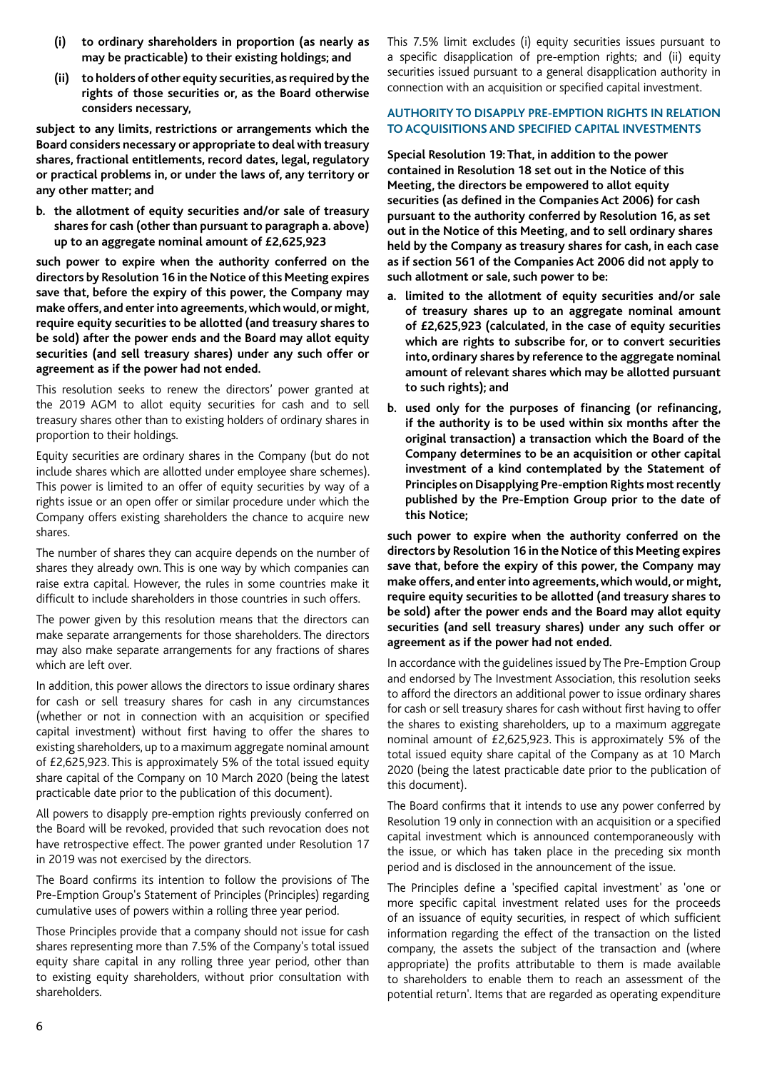**(i) to ordinary shareholders in proportion (as nearly as may be practicable) to their existing holdings; and**

**(ii) to holders of other equity securities, as required by the rights of those securities or, as the Board otherwise considers necessary,**

**subject to any limits, restrictions or arrangements which the Board considers necessary or appropriate to deal with treasury shares, fractional entitlements, record dates, legal, regulatory or practical problems in, or under the laws of, any territory or any other matter; and**

**b. the allotment of equity securities and/or sale of treasury shares for cash (other than pursuant to paragraph a. above) up to an aggregate nominal amount of £2,625,923**

**such power to expire when the authority conferred on the directors by Resolution 16 in the Notice of this Meeting expires save that, before the expiry of this power, the Company may make offers, and enter into agreements, which would, or might, require equity securities to be allotted (and treasury shares to be sold) after the power ends and the Board may allot equity securities (and sell treasury shares) under any such offer or agreement as if the power had not ended.**

This resolution seeks to renew the directors' power granted at the 2019 AGM to allot equity securities for cash and to sell treasury shares other than to existing holders of ordinary shares in proportion to their holdings.

Equity securities are ordinary shares in the Company (but do not include shares which are allotted under employee share schemes). This power is limited to an offer of equity securities by way of a rights issue or an open offer or similar procedure under which the Company offers existing shareholders the chance to acquire new shares.

The number of shares they can acquire depends on the number of shares they already own. This is one way by which companies can raise extra capital. However, the rules in some countries make it difficult to include shareholders in those countries in such offers.

The power given by this resolution means that the directors can make separate arrangements for those shareholders. The directors may also make separate arrangements for any fractions of shares which are left over.

In addition, this power allows the directors to issue ordinary shares for cash or sell treasury shares for cash in any circumstances (whether or not in connection with an acquisition or specified capital investment) without first having to offer the shares to existing shareholders, up to a maximum aggregate nominal amount of £2,625,923. This is approximately 5% of the total issued equity share capital of the Company on 10 March 2020 (being the latest practicable date prior to the publication of this document).

All powers to disapply pre-emption rights previously conferred on the Board will be revoked, provided that such revocation does not have retrospective effect. The power granted under Resolution 17 in 2019 was not exercised by the directors.

The Board confirms its intention to follow the provisions of The Pre-Emption Group's Statement of Principles (Principles) regarding cumulative uses of powers within a rolling three year period.

Those Principles provide that a company should not issue for cash shares representing more than 7.5% of the Company's total issued equity share capital in any rolling three year period, other than to existing equity shareholders, without prior consultation with shareholders.

This 7.5% limit excludes (i) equity securities issues pursuant to a specific disapplication of pre-emption rights; and (ii) equity securities issued pursuant to a general disapplication authority in connection with an acquisition or specified capital investment.

## AUTHORITY TO DISAPPLY PRE-EMPTION RIGHTS IN RELATION TO ACQUISITIONS AND SPECIFIED CAPITAL INVESTMENTS

**Special Resolution 19: That, in addition to the power contained in Resolution 18 set out in the Notice of this Meeting, the directors be empowered to allot equity securities (as defined in the Companies Act 2006) for cash pursuant to the authority conferred by Resolution 16, as set out in the Notice of this Meeting, and to sell ordinary shares held by the Company as treasury shares for cash, in each case as if section 561 of the Companies Act 2006 did not apply to such allotment or sale, such power to be:**

**a. limited to the allotment of equity securities and/or sale of treasury shares up to an aggregate nominal amount of £2,625,923 (calculated, in the case of equity securities which are rights to subscribe for, or to convert securities into, ordinary shares by reference to the aggregate nominal amount of relevant shares which may be allotted pursuant to such rights); and**

**b. used only for the purposes of financing (or refinancing, if the authority is to be used within six months after the original transaction) a transaction which the Board of the Company determines to be an acquisition or other capital investment of a kind contemplated by the Statement of Principles on Disapplying Pre-emption Rights most recently published by the Pre-Emption Group prior to the date of this Notice;**

**such power to expire when the authority conferred on the directors by Resolution 16 in the Notice of this Meeting expires save that, before the expiry of this power, the Company may make offers, and enter into agreements, which would, or might, require equity securities to be allotted (and treasury shares to be sold) after the power ends and the Board may allot equity securities (and sell treasury shares) under any such offer or agreement as if the power had not ended.**

In accordance with the guidelines issued by The Pre-Emption Group and endorsed by The Investment Association, this resolution seeks to afford the directors an additional power to issue ordinary shares for cash or sell treasury shares for cash without first having to offer the shares to existing shareholders, up to a maximum aggregate nominal amount of £2,625,923. This is approximately 5% of the total issued equity share capital of the Company as at 10 March 2020 (being the latest practicable date prior to the publication of this document).

The Board confirms that it intends to use any power conferred by Resolution 19 only in connection with an acquisition or a specified capital investment which is announced contemporaneously with the issue, or which has taken place in the preceding six month period and is disclosed in the announcement of the issue.

The Principles define a 'specified capital investment' as 'one or more specific capital investment related uses for the proceeds of an issuance of equity securities, in respect of which sufficient information regarding the effect of the transaction on the listed company, the assets the subject of the transaction and (where appropriate) the profits attributable to them is made available to shareholders to enable them to reach an assessment of the potential return'. Items that are regarded as operating expenditure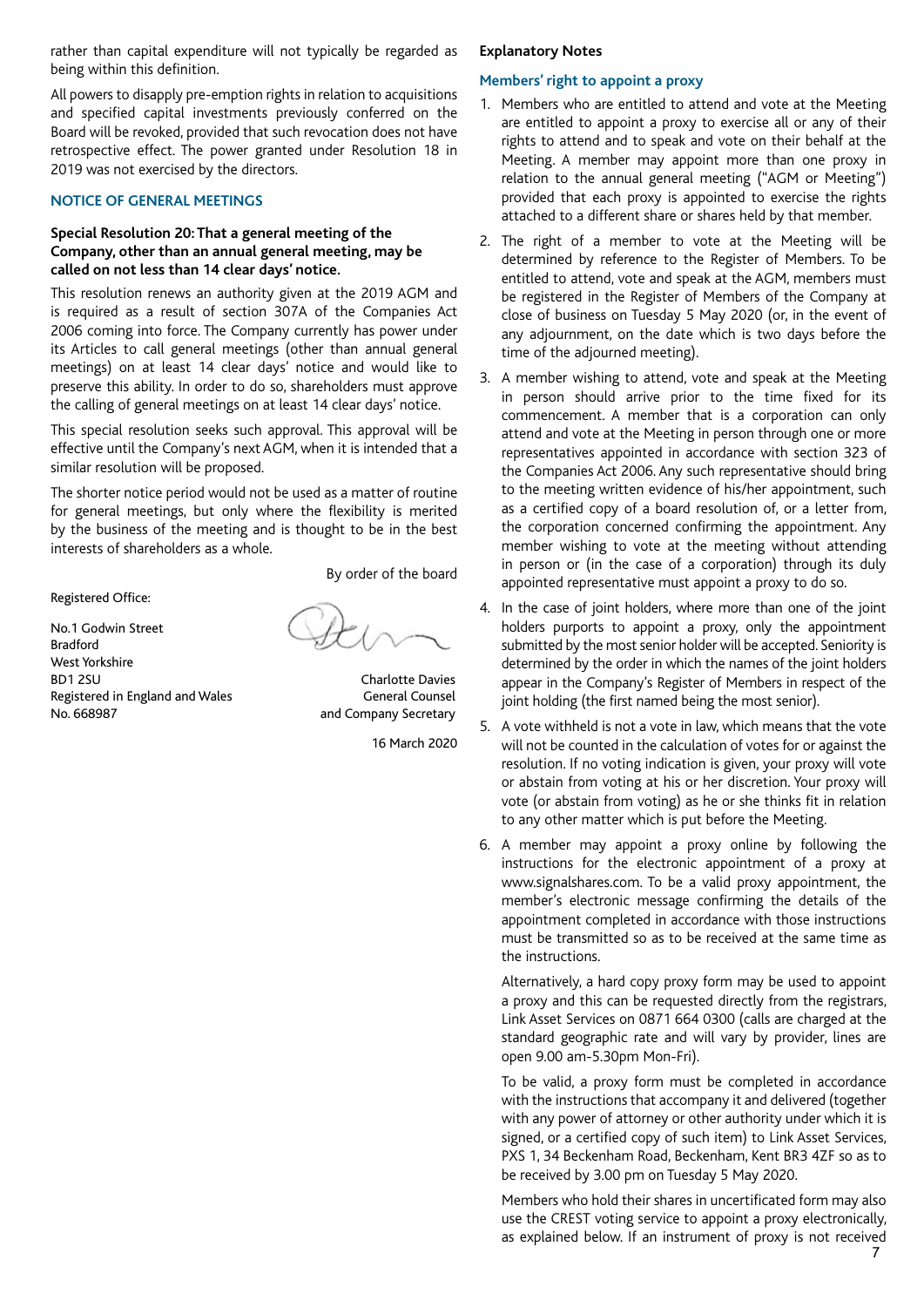rather than capital expenditure will not typically be regarded as being within this definition.

All powers to disapply pre-emption rights in relation to acquisitions and specified capital investments previously conferred on the Board will be revoked, provided that such revocation does not have retrospective effect. The power granted under Resolution 18 in 2019 was not exercised by the directors.

### NOTICE OF GENERAL MEETINGS

**Special Resolution 20: That a general meeting of the Company, other than an annual general meeting, may be called on not less than 14 clear days' notice.**

This resolution renews an authority given at the 2019 AGM and is required as a result of section 307A of the Companies Act 2006 coming into force. The Company currently has power under its Articles to call general meetings (other than annual general meetings) on at least 14 clear days' notice and would like to preserve this ability. In order to do so, shareholders must approve the calling of general meetings on at least 14 clear days' notice.

This special resolution seeks such approval. This approval will be effective until the Company's next AGM, when it is intended that a similar resolution will be proposed.

The shorter notice period would not be used as a matter of routine for general meetings, but only where the flexibility is merited by the business of the meeting and is thought to be in the best interests of shareholders as a whole.

By order of the board

Registered Office:

No.1 Godwin Street
Bradford
West Yorkshire
BD1 2SU
Registered in England and Wales
No. 668987

Charlotte Davies
General Counsel
and Company Secretary

16 March 2020

**Explanatory Notes**

### Members' right to appoint a proxy

1. Members who are entitled to attend and vote at the Meeting are entitled to appoint a proxy to exercise all or any of their rights to attend and to speak and vote on their behalf at the Meeting. A member may appoint more than one proxy in relation to the annual general meeting ("AGM or Meeting") provided that each proxy is appointed to exercise the rights attached to a different share or shares held by that member.
2. The right of a member to vote at the Meeting will be determined by reference to the Register of Members. To be entitled to attend, vote and speak at the AGM, members must be registered in the Register of Members of the Company at close of business on Tuesday 5 May 2020 (or, in the event of any adjournment, on the date which is two days before the time of the adjourned meeting).
3. A member wishing to attend, vote and speak at the Meeting in person should arrive prior to the time fixed for its commencement. A member that is a corporation can only attend and vote at the Meeting in person through one or more representatives appointed in accordance with section 323 of the Companies Act 2006. Any such representative should bring to the meeting written evidence of his/her appointment, such as a certified copy of a board resolution of, or a letter from, the corporation concerned confirming the appointment. Any member wishing to vote at the meeting without attending in person or (in the case of a corporation) through its duly appointed representative must appoint a proxy to do so.
4. In the case of joint holders, where more than one of the joint holders purports to appoint a proxy, only the appointment submitted by the most senior holder will be accepted. Seniority is determined by the order in which the names of the joint holders appear in the Company's Register of Members in respect of the joint holding (the first named being the most senior).
5. A vote withheld is not a vote in law, which means that the vote will not be counted in the calculation of votes for or against the resolution. If no voting indication is given, your proxy will vote or abstain from voting at his or her discretion. Your proxy will vote (or abstain from voting) as he or she thinks fit in relation to any other matter which is put before the Meeting.
6. A member may appoint a proxy online by following the instructions for the electronic appointment of a proxy at www.signalshares.com. To be a valid proxy appointment, the member's electronic message confirming the details of the appointment completed in accordance with those instructions must be transmitted so as to be received at the same time as the instructions.

   Alternatively, a hard copy proxy form may be used to appoint a proxy and this can be requested directly from the registrars, Link Asset Services on 0871 664 0300 (calls are charged at the standard geographic rate and will vary by provider, lines are open 9.00 am-5.30pm Mon-Fri).

   To be valid, a proxy form must be completed in accordance with the instructions that accompany it and delivered (together with any power of attorney or other authority under which it is signed, or a certified copy of such item) to Link Asset Services, PXS 1, 34 Beckenham Road, Beckenham, Kent BR3 4ZF so as to be received by 3.00 pm on Tuesday 5 May 2020.

   Members who hold their shares in uncertificated form may also use the CREST voting service to appoint a proxy electronically, as explained below. If an instrument of proxy is not received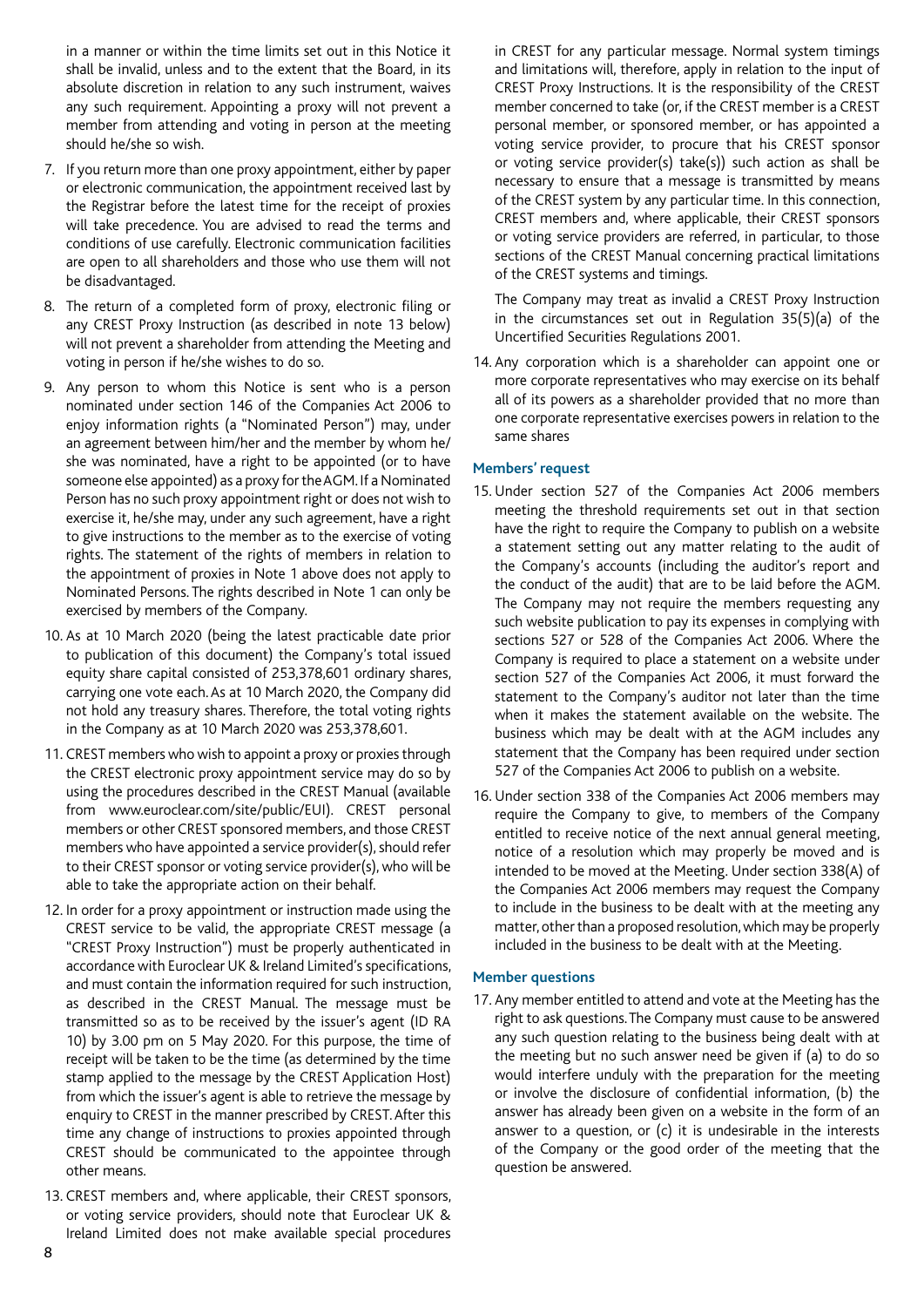in a manner or within the time limits set out in this Notice it shall be invalid, unless and to the extent that the Board, in its absolute discretion in relation to any such instrument, waives any such requirement. Appointing a proxy will not prevent a member from attending and voting in person at the meeting should he/she so wish.

7. If you return more than one proxy appointment, either by paper or electronic communication, the appointment received last by the Registrar before the latest time for the receipt of proxies will take precedence. You are advised to read the terms and conditions of use carefully. Electronic communication facilities are open to all shareholders and those who use them will not be disadvantaged.

8. The return of a completed form of proxy, electronic filing or any CREST Proxy Instruction (as described in note 13 below) will not prevent a shareholder from attending the Meeting and voting in person if he/she wishes to do so.

9. Any person to whom this Notice is sent who is a person nominated under section 146 of the Companies Act 2006 to enjoy information rights (a "Nominated Person") may, under an agreement between him/her and the member by whom he/she was nominated, have a right to be appointed (or to have someone else appointed) as a proxy for the AGM. If a Nominated Person has no such proxy appointment right or does not wish to exercise it, he/she may, under any such agreement, have a right to give instructions to the member as to the exercise of voting rights. The statement of the rights of members in relation to the appointment of proxies in Note 1 above does not apply to Nominated Persons. The rights described in Note 1 can only be exercised by members of the Company.

10. As at 10 March 2020 (being the latest practicable date prior to publication of this document) the Company's total issued equity share capital consisted of 253,378,601 ordinary shares, carrying one vote each. As at 10 March 2020, the Company did not hold any treasury shares. Therefore, the total voting rights in the Company as at 10 March 2020 was 253,378,601.

11. CREST members who wish to appoint a proxy or proxies through the CREST electronic proxy appointment service may do so by using the procedures described in the CREST Manual (available from www.euroclear.com/site/public/EUI). CREST personal members or other CREST sponsored members, and those CREST members who have appointed a service provider(s), should refer to their CREST sponsor or voting service provider(s), who will be able to take the appropriate action on their behalf.

12. In order for a proxy appointment or instruction made using the CREST service to be valid, the appropriate CREST message (a "CREST Proxy Instruction") must be properly authenticated in accordance with Euroclear UK & Ireland Limited's specifications, and must contain the information required for such instruction, as described in the CREST Manual. The message must be transmitted so as to be received by the issuer's agent (ID RA 10) by 3.00 pm on 5 May 2020. For this purpose, the time of receipt will be taken to be the time (as determined by the time stamp applied to the message by the CREST Application Host) from which the issuer's agent is able to retrieve the message by enquiry to CREST in the manner prescribed by CREST. After this time any change of instructions to proxies appointed through CREST should be communicated to the appointee through other means.

13. CREST members and, where applicable, their CREST sponsors, or voting service providers, should note that Euroclear UK & Ireland Limited does not make available special procedures in CREST for any particular message. Normal system timings and limitations will, therefore, apply in relation to the input of CREST Proxy Instructions. It is the responsibility of the CREST member concerned to take (or, if the CREST member is a CREST personal member, or sponsored member, or has appointed a voting service provider, to procure that his CREST sponsor or voting service provider(s) take(s)) such action as shall be necessary to ensure that a message is transmitted by means of the CREST system by any particular time. In this connection, CREST members and, where applicable, their CREST sponsors or voting service providers are referred, in particular, to those sections of the CREST Manual concerning practical limitations of the CREST systems and timings.

    The Company may treat as invalid a CREST Proxy Instruction in the circumstances set out in Regulation 35(5)(a) of the Uncertified Securities Regulations 2001.

14. Any corporation which is a shareholder can appoint one or more corporate representatives who may exercise on its behalf all of its powers as a shareholder provided that no more than one corporate representative exercises powers in relation to the same shares

### Members' request

15. Under section 527 of the Companies Act 2006 members meeting the threshold requirements set out in that section have the right to require the Company to publish on a website a statement setting out any matter relating to the audit of the Company's accounts (including the auditor's report and the conduct of the audit) that are to be laid before the AGM. The Company may not require the members requesting any such website publication to pay its expenses in complying with sections 527 or 528 of the Companies Act 2006. Where the Company is required to place a statement on a website under section 527 of the Companies Act 2006, it must forward the statement to the Company's auditor not later than the time when it makes the statement available on the website. The business which may be dealt with at the AGM includes any statement that the Company has been required under section 527 of the Companies Act 2006 to publish on a website.

16. Under section 338 of the Companies Act 2006 members may require the Company to give, to members of the Company entitled to receive notice of the next annual general meeting, notice of a resolution which may properly be moved and is intended to be moved at the Meeting. Under section 338(A) of the Companies Act 2006 members may request the Company to include in the business to be dealt with at the meeting any matter, other than a proposed resolution, which may be properly included in the business to be dealt with at the Meeting.

### Member questions

17. Any member entitled to attend and vote at the Meeting has the right to ask questions. The Company must cause to be answered any such question relating to the business being dealt with at the meeting but no such answer need be given if (a) to do so would interfere unduly with the preparation for the meeting or involve the disclosure of confidential information, (b) the answer has already been given on a website in the form of an answer to a question, or (c) it is undesirable in the interests of the Company or the good order of the meeting that the question be answered.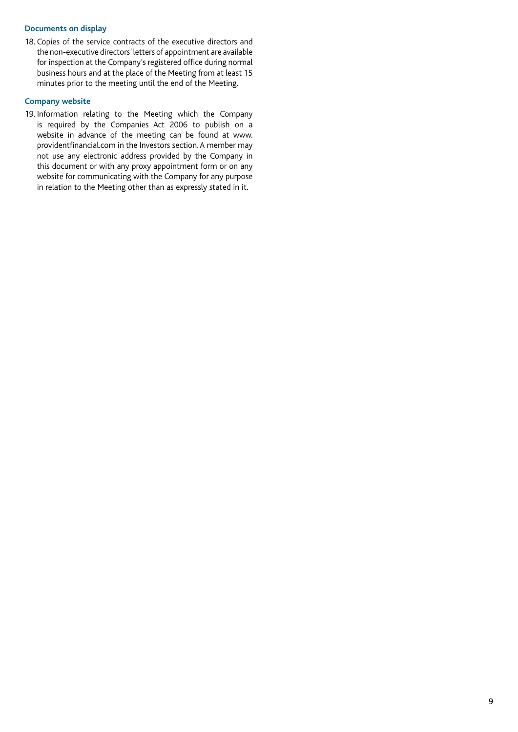### Documents on display

18. Copies of the service contracts of the executive directors and the non-executive directors' letters of appointment are available for inspection at the Company's registered office during normal business hours and at the place of the Meeting from at least 15 minutes prior to the meeting until the end of the Meeting.

### Company website

19. Information relating to the Meeting which the Company is required by the Companies Act 2006 to publish on a website in advance of the meeting can be found at www.providentfinancial.com in the Investors section. A member may not use any electronic address provided by the Company in this document or with any proxy appointment form or on any website for communicating with the Company for any purpose in relation to the Meeting other than as expressly stated in it.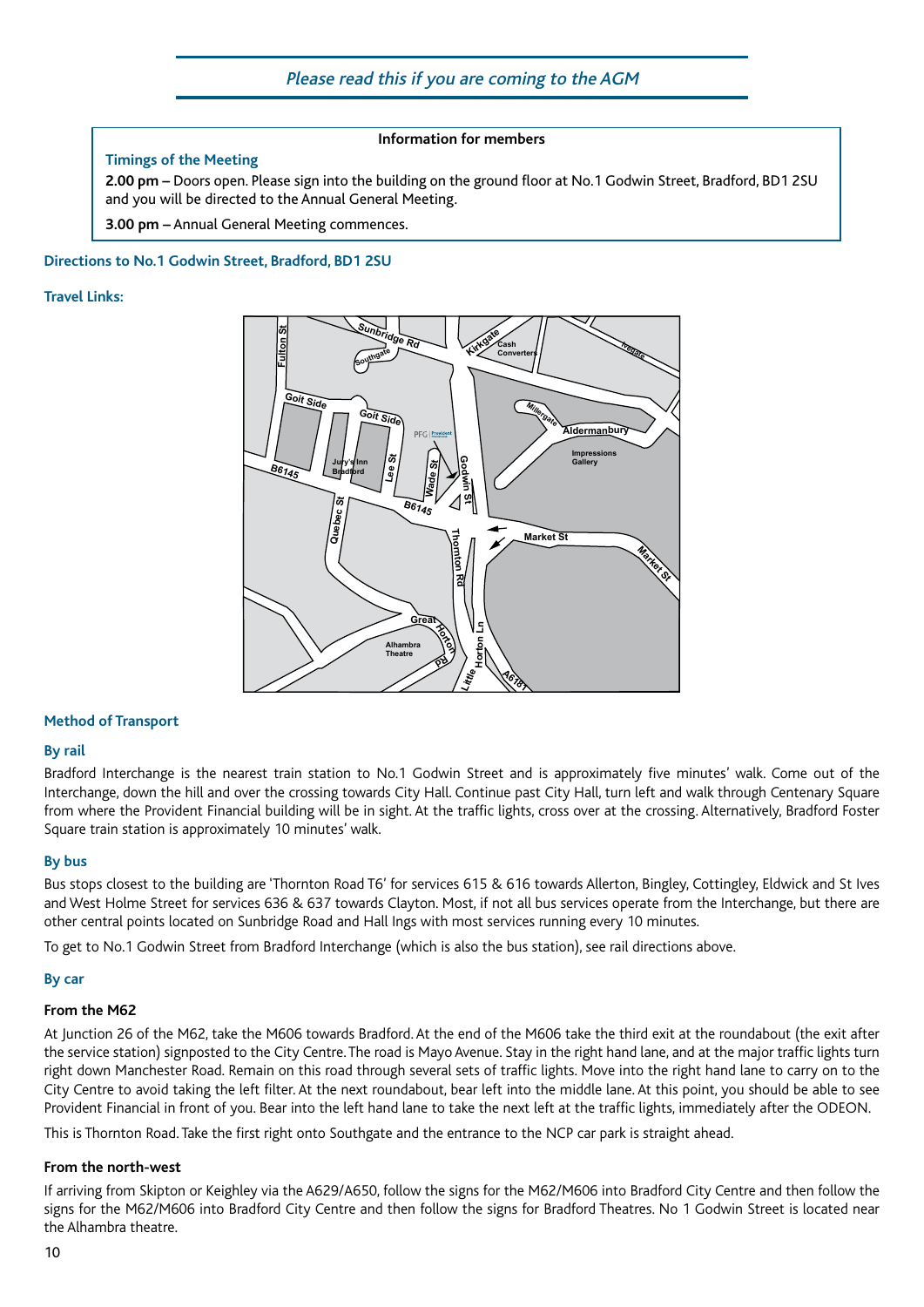## *Please read this if you are coming to the AGM*

**Information for members**

### Timings of the Meeting

**2.00 pm –** Doors open. Please sign into the building on the ground floor at No.1 Godwin Street, Bradford, BD1 2SU and you will be directed to the Annual General Meeting.

**3.00 pm –** Annual General Meeting commences.

### Directions to No.1 Godwin Street, Bradford, BD1 2SU

### Travel Links:

### Method of Transport

#### By rail

Bradford Interchange is the nearest train station to No.1 Godwin Street and is approximately five minutes' walk. Come out of the Interchange, down the hill and over the crossing towards City Hall. Continue past City Hall, turn left and walk through Centenary Square from where the Provident Financial building will be in sight. At the traffic lights, cross over at the crossing. Alternatively, Bradford Foster Square train station is approximately 10 minutes' walk.

#### By bus

Bus stops closest to the building are 'Thornton Road T6' for services 615 & 616 towards Allerton, Bingley, Cottingley, Eldwick and St Ives and West Holme Street for services 636 & 637 towards Clayton. Most, if not all bus services operate from the Interchange, but there are other central points located on Sunbridge Road and Hall Ings with most services running every 10 minutes.

To get to No.1 Godwin Street from Bradford Interchange (which is also the bus station), see rail directions above.

#### By car

**From the M62**

At Junction 26 of the M62, take the M606 towards Bradford. At the end of the M606 take the third exit at the roundabout (the exit after the service station) signposted to the City Centre. The road is Mayo Avenue. Stay in the right hand lane, and at the major traffic lights turn right down Manchester Road. Remain on this road through several sets of traffic lights. Move into the right hand lane to carry on to the City Centre to avoid taking the left filter. At the next roundabout, bear left into the middle lane. At this point, you should be able to see Provident Financial in front of you. Bear into the left hand lane to take the next left at the traffic lights, immediately after the ODEON.

This is Thornton Road. Take the first right onto Southgate and the entrance to the NCP car park is straight ahead.

**From the north-west**

If arriving from Skipton or Keighley via the A629/A650, follow the signs for the M62/M606 into Bradford City Centre and then follow the signs for the M62/M606 into Bradford City Centre and then follow the signs for Bradford Theatres. No 1 Godwin Street is located near the Alhambra theatre.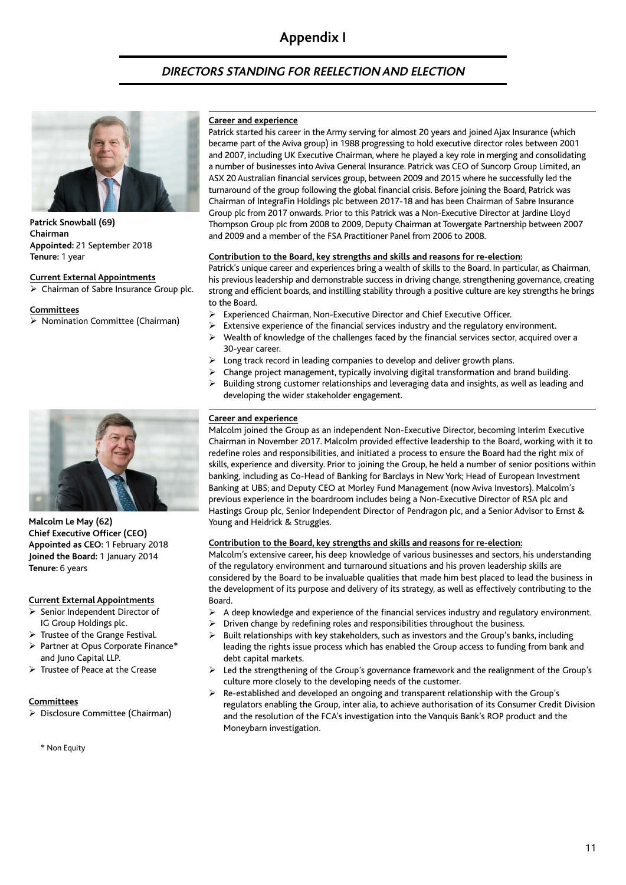# Appendix I

## *DIRECTORS STANDING FOR REELECTION AND ELECTION*

**Patrick Snowball (69)**
**Chairman**
**Appointed:** 21 September 2018
**Tenure:** 1 year

**Current External Appointments**

- Chairman of Sabre Insurance Group plc.

**Committees**

- Nomination Committee (Chairman)

**Career and experience**

Patrick started his career in the Army serving for almost 20 years and joined Ajax Insurance (which became part of the Aviva group) in 1988 progressing to hold executive director roles between 2001 and 2007, including UK Executive Chairman, where he played a key role in merging and consolidating a number of businesses into Aviva General Insurance. Patrick was CEO of Suncorp Group Limited, an ASX 20 Australian financial services group, between 2009 and 2015 where he successfully led the turnaround of the group following the global financial crisis. Before joining the Board, Patrick was Chairman of IntegraFin Holdings plc between 2017-18 and has been Chairman of Sabre Insurance Group plc from 2017 onwards. Prior to this Patrick was a Non-Executive Director at Jardine Lloyd Thompson Group plc from 2008 to 2009, Deputy Chairman at Towergate Partnership between 2007 and 2009 and a member of the FSA Practitioner Panel from 2006 to 2008.

**Contribution to the Board, key strengths and skills and reasons for re-election:**

Patrick's unique career and experiences bring a wealth of skills to the Board. In particular, as Chairman, his previous leadership and demonstrable success in driving change, strengthening governance, creating strong and efficient boards, and instilling stability through a positive culture are key strengths he brings to the Board.

- Experienced Chairman, Non-Executive Director and Chief Executive Officer.
- Extensive experience of the financial services industry and the regulatory environment.
- Wealth of knowledge of the challenges faced by the financial services sector, acquired over a 30-year career.
- Long track record in leading companies to develop and deliver growth plans.
- Change project management, typically involving digital transformation and brand building.
- Building strong customer relationships and leveraging data and insights, as well as leading and developing the wider stakeholder engagement.

**Malcolm Le May (62)**
**Chief Executive Officer (CEO)**
**Appointed as CEO:** 1 February 2018
**Joined the Board:** 1 January 2014
**Tenure:** 6 years

**Current External Appointments**

- Senior Independent Director of IG Group Holdings plc.
- Trustee of the Grange Festival.
- Partner at Opus Corporate Finance* and Juno Capital LLP.
- Trustee of Peace at the Crease

**Committees**

- Disclosure Committee (Chairman)

\* Non Equity

**Career and experience**

Malcolm joined the Group as an independent Non-Executive Director, becoming Interim Executive Chairman in November 2017. Malcolm provided effective leadership to the Board, working with it to redefine roles and responsibilities, and initiated a process to ensure the Board had the right mix of skills, experience and diversity. Prior to joining the Group, he held a number of senior positions within banking, including as Co-Head of Banking for Barclays in New York; Head of European Investment Banking at UBS; and Deputy CEO at Morley Fund Management (now Aviva Investors). Malcolm's previous experience in the boardroom includes being a Non-Executive Director of RSA plc and Hastings Group plc, Senior Independent Director of Pendragon plc, and a Senior Advisor to Ernst & Young and Heidrick & Struggles.

**Contribution to the Board, key strengths and skills and reasons for re-election:**

Malcolm's extensive career, his deep knowledge of various businesses and sectors, his understanding of the regulatory environment and turnaround situations and his proven leadership skills are considered by the Board to be invaluable qualities that made him best placed to lead the business in the development of its purpose and delivery of its strategy, as well as effectively contributing to the Board.

- A deep knowledge and experience of the financial services industry and regulatory environment.
- Driven change by redefining roles and responsibilities throughout the business.
- Built relationships with key stakeholders, such as investors and the Group's banks, including leading the rights issue process which has enabled the Group access to funding from bank and debt capital markets.
- Led the strengthening of the Group's governance framework and the realignment of the Group's culture more closely to the developing needs of the customer.
- Re-established and developed an ongoing and transparent relationship with the Group's regulators enabling the Group, inter alia, to achieve authorisation of its Consumer Credit Division and the resolution of the FCA's investigation into the Vanquis Bank's ROP product and the Moneybarn investigation.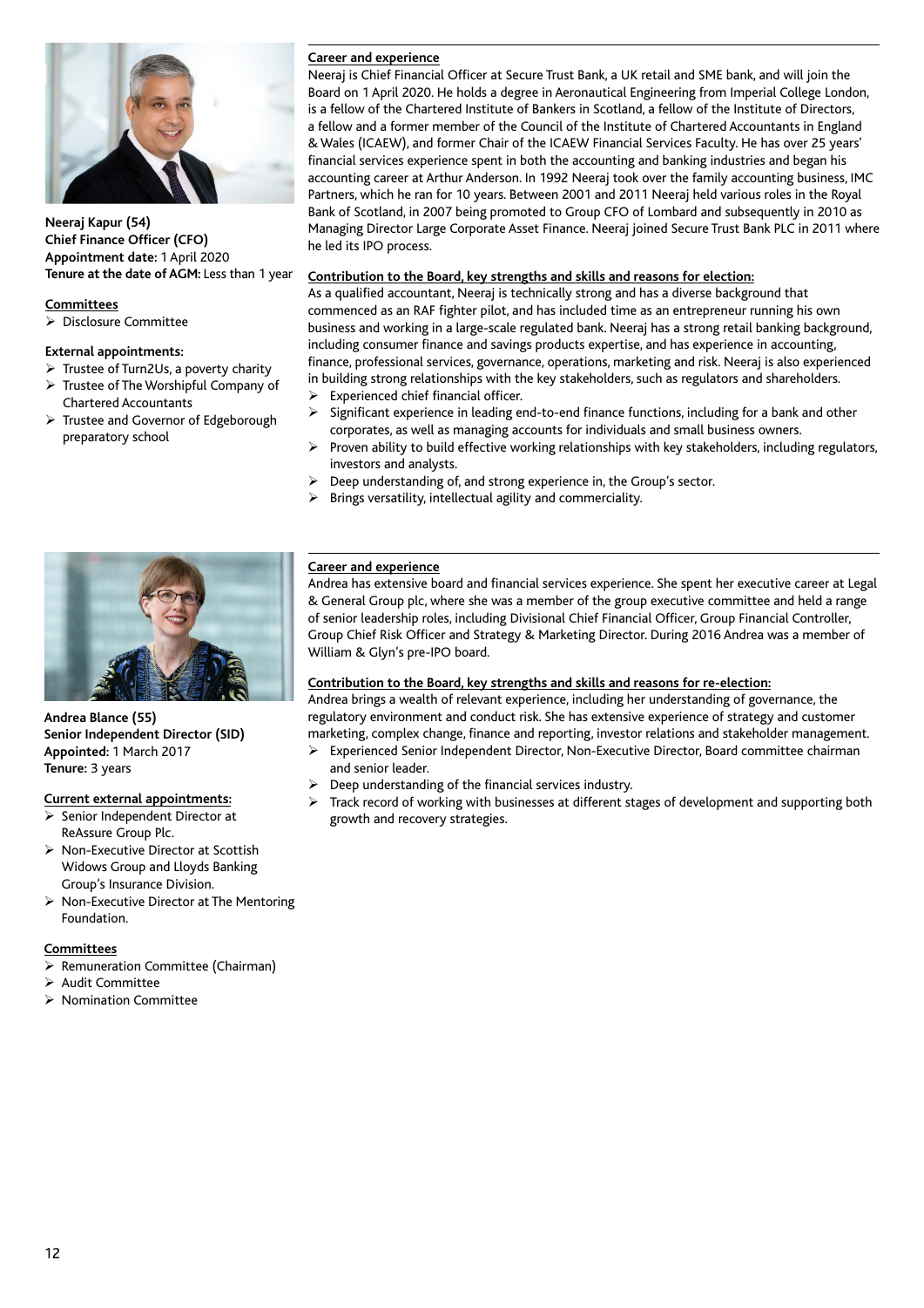**Neeraj Kapur (54)**
**Chief Finance Officer (CFO)**
**Appointment date:** 1 April 2020
**Tenure at the date of AGM:** Less than 1 year

**Committees**

- Disclosure Committee

**External appointments:**

- Trustee of Turn2Us, a poverty charity
- Trustee of The Worshipful Company of Chartered Accountants
- Trustee and Governor of Edgeborough preparatory school

**Career and experience**

Neeraj is Chief Financial Officer at Secure Trust Bank, a UK retail and SME bank, and will join the Board on 1 April 2020. He holds a degree in Aeronautical Engineering from Imperial College London, is a fellow of the Chartered Institute of Bankers in Scotland, a fellow of the Institute of Directors, a fellow and a former member of the Council of the Institute of Chartered Accountants in England & Wales (ICAEW), and former Chair of the ICAEW Financial Services Faculty. He has over 25 years' financial services experience spent in both the accounting and banking industries and began his accounting career at Arthur Anderson. In 1992 Neeraj took over the family accounting business, IMC Partners, which he ran for 10 years. Between 2001 and 2011 Neeraj held various roles in the Royal Bank of Scotland, in 2007 being promoted to Group CFO of Lombard and subsequently in 2010 as Managing Director Large Corporate Asset Finance. Neeraj joined Secure Trust Bank PLC in 2011 where he led its IPO process.

**Contribution to the Board, key strengths and skills and reasons for election:**

As a qualified accountant, Neeraj is technically strong and has a diverse background that commenced as an RAF fighter pilot, and has included time as an entrepreneur running his own business and working in a large-scale regulated bank. Neeraj has a strong retail banking background, including consumer finance and savings products expertise, and has experience in accounting, finance, professional services, governance, operations, marketing and risk. Neeraj is also experienced in building strong relationships with the key stakeholders, such as regulators and shareholders.

- Experienced chief financial officer.
- Significant experience in leading end-to-end finance functions, including for a bank and other corporates, as well as managing accounts for individuals and small business owners.
- Proven ability to build effective working relationships with key stakeholders, including regulators, investors and analysts.
- Deep understanding of, and strong experience in, the Group's sector.
- Brings versatility, intellectual agility and commerciality.

**Andrea Blance (55)**
**Senior Independent Director (SID)**
**Appointed:** 1 March 2017
**Tenure:** 3 years

**Current external appointments:**

- Senior Independent Director at ReAssure Group Plc.
- Non-Executive Director at Scottish Widows Group and Lloyds Banking Group's Insurance Division.
- Non-Executive Director at The Mentoring Foundation.

**Committees**

- Remuneration Committee (Chairman)
- Audit Committee
- Nomination Committee

**Career and experience**

Andrea has extensive board and financial services experience. She spent her executive career at Legal & General Group plc, where she was a member of the group executive committee and held a range of senior leadership roles, including Divisional Chief Financial Officer, Group Financial Controller, Group Chief Risk Officer and Strategy & Marketing Director. During 2016 Andrea was a member of William & Glyn's pre-IPO board.

**Contribution to the Board, key strengths and skills and reasons for re-election:**

Andrea brings a wealth of relevant experience, including her understanding of governance, the regulatory environment and conduct risk. She has extensive experience of strategy and customer marketing, complex change, finance and reporting, investor relations and stakeholder management.

- Experienced Senior Independent Director, Non-Executive Director, Board committee chairman and senior leader.
- Deep understanding of the financial services industry.
- Track record of working with businesses at different stages of development and supporting both growth and recovery strategies.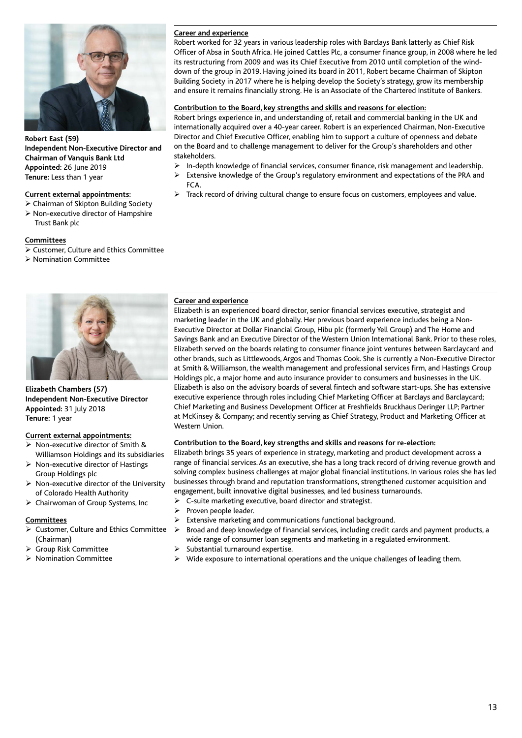**Robert East (59)**
**Independent Non-Executive Director and Chairman of Vanquis Bank Ltd**
**Appointed:** 26 June 2019
**Tenure:** Less than 1 year

**Current external appointments:**

- Chairman of Skipton Building Society
- Non-executive director of Hampshire Trust Bank plc

**Committees**

- Customer, Culture and Ethics Committee
- Nomination Committee

**Career and experience**

Robert worked for 32 years in various leadership roles with Barclays Bank latterly as Chief Risk Officer of Absa in South Africa. He joined Cattles Plc, a consumer finance group, in 2008 where he led its restructuring from 2009 and was its Chief Executive from 2010 until completion of the wind-down of the group in 2019. Having joined its board in 2011, Robert became Chairman of Skipton Building Society in 2017 where he is helping develop the Society's strategy, grow its membership and ensure it remains financially strong. He is an Associate of the Chartered Institute of Bankers.

**Contribution to the Board, key strengths and skills and reasons for election:**

Robert brings experience in, and understanding of, retail and commercial banking in the UK and internationally acquired over a 40-year career. Robert is an experienced Chairman, Non-Executive Director and Chief Executive Officer, enabling him to support a culture of openness and debate on the Board and to challenge management to deliver for the Group's shareholders and other stakeholders.

- In-depth knowledge of financial services, consumer finance, risk management and leadership.
- Extensive knowledge of the Group's regulatory environment and expectations of the PRA and FCA.
- Track record of driving cultural change to ensure focus on customers, employees and value.

**Elizabeth Chambers (57)**
**Independent Non-Executive Director**
**Appointed:** 31 July 2018
**Tenure:** 1 year

**Current external appointments:**

- Non-executive director of Smith & Williamson Holdings and its subsidiaries
- Non-executive director of Hastings Group Holdings plc
- Non-executive director of the University of Colorado Health Authority
- Chairwoman of Group Systems, Inc

**Committees**

- Customer, Culture and Ethics Committee (Chairman)
- Group Risk Committee
- Nomination Committee

**Career and experience**

Elizabeth is an experienced board director, senior financial services executive, strategist and marketing leader in the UK and globally. Her previous board experience includes being a Non-Executive Director at Dollar Financial Group, Hibu plc (formerly Yell Group) and The Home and Savings Bank and an Executive Director of the Western Union International Bank. Prior to these roles, Elizabeth served on the boards relating to consumer finance joint ventures between Barclaycard and other brands, such as Littlewoods, Argos and Thomas Cook. She is currently a Non-Executive Director at Smith & Williamson, the wealth management and professional services firm, and Hastings Group Holdings plc, a major home and auto insurance provider to consumers and businesses in the UK. Elizabeth is also on the advisory boards of several fintech and software start-ups. She has extensive executive experience through roles including Chief Marketing Officer at Barclays and Barclaycard; Chief Marketing and Business Development Officer at Freshfields Bruckhaus Deringer LLP; Partner at McKinsey & Company; and recently serving as Chief Strategy, Product and Marketing Officer at Western Union.

**Contribution to the Board, key strengths and skills and reasons for re-election:**

Elizabeth brings 35 years of experience in strategy, marketing and product development across a range of financial services. As an executive, she has a long track record of driving revenue growth and solving complex business challenges at major global financial institutions. In various roles she has led businesses through brand and reputation transformations, strengthened customer acquisition and engagement, built innovative digital businesses, and led business turnarounds.

- C-suite marketing executive, board director and strategist.
- Proven people leader.
- Extensive marketing and communications functional background.
- Broad and deep knowledge of financial services, including credit cards and payment products, a wide range of consumer loan segments and marketing in a regulated environment.
- Substantial turnaround expertise.
- Wide exposure to international operations and the unique challenges of leading them.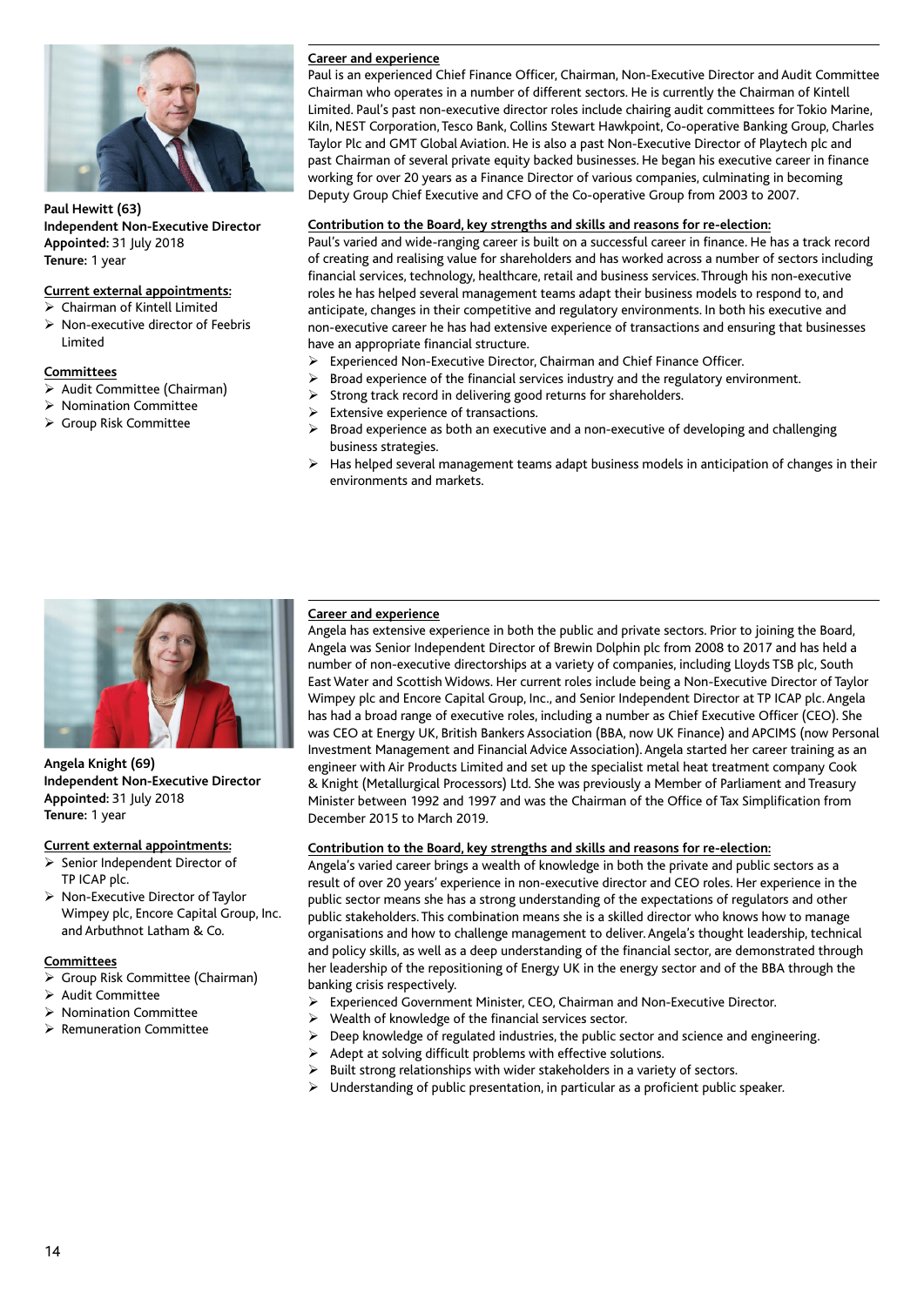**Paul Hewitt (63)**
**Independent Non-Executive Director**
**Appointed:** 31 July 2018
**Tenure:** 1 year

**Current external appointments:**

- Chairman of Kintell Limited
- Non-executive director of Feebris Limited

**Committees**

- Audit Committee (Chairman)
- Nomination Committee
- Group Risk Committee

**Career and experience**

Paul is an experienced Chief Finance Officer, Chairman, Non-Executive Director and Audit Committee Chairman who operates in a number of different sectors. He is currently the Chairman of Kintell Limited. Paul's past non-executive director roles include chairing audit committees for Tokio Marine, Kiln, NEST Corporation, Tesco Bank, Collins Stewart Hawkpoint, Co-operative Banking Group, Charles Taylor Plc and GMT Global Aviation. He is also a past Non-Executive Director of Playtech plc and past Chairman of several private equity backed businesses. He began his executive career in finance working for over 20 years as a Finance Director of various companies, culminating in becoming Deputy Group Chief Executive and CFO of the Co-operative Group from 2003 to 2007.

**Contribution to the Board, key strengths and skills and reasons for re-election:**

Paul's varied and wide-ranging career is built on a successful career in finance. He has a track record of creating and realising value for shareholders and has worked across a number of sectors including financial services, technology, healthcare, retail and business services. Through his non-executive roles he has helped several management teams adapt their business models to respond to, and anticipate, changes in their competitive and regulatory environments. In both his executive and non-executive career he has had extensive experience of transactions and ensuring that businesses have an appropriate financial structure.

- Experienced Non-Executive Director, Chairman and Chief Finance Officer.
- Broad experience of the financial services industry and the regulatory environment.
- Strong track record in delivering good returns for shareholders.
- Extensive experience of transactions.
- Broad experience as both an executive and a non-executive of developing and challenging business strategies.
- Has helped several management teams adapt business models in anticipation of changes in their environments and markets.

**Angela Knight (69)**
**Independent Non-Executive Director**
**Appointed:** 31 July 2018
**Tenure:** 1 year

**Current external appointments:**

- Senior Independent Director of TP ICAP plc.
- Non-Executive Director of Taylor Wimpey plc, Encore Capital Group, Inc. and Arbuthnot Latham & Co.

**Committees**

- Group Risk Committee (Chairman)
- Audit Committee
- Nomination Committee
- Remuneration Committee

**Career and experience**

Angela has extensive experience in both the public and private sectors. Prior to joining the Board, Angela was Senior Independent Director of Brewin Dolphin plc from 2008 to 2017 and has held a number of non-executive directorships at a variety of companies, including Lloyds TSB plc, South East Water and Scottish Widows. Her current roles include being a Non-Executive Director of Taylor Wimpey plc and Encore Capital Group, Inc., and Senior Independent Director at TP ICAP plc. Angela has had a broad range of executive roles, including a number as Chief Executive Officer (CEO). She was CEO at Energy UK, British Bankers Association (BBA, now UK Finance) and APCIMS (now Personal Investment Management and Financial Advice Association). Angela started her career training as an engineer with Air Products Limited and set up the specialist metal heat treatment company Cook & Knight (Metallurgical Processors) Ltd. She was previously a Member of Parliament and Treasury Minister between 1992 and 1997 and was the Chairman of the Office of Tax Simplification from December 2015 to March 2019.

**Contribution to the Board, key strengths and skills and reasons for re-election:**

Angela's varied career brings a wealth of knowledge in both the private and public sectors as a result of over 20 years' experience in non-executive director and CEO roles. Her experience in the public sector means she has a strong understanding of the expectations of regulators and other public stakeholders. This combination means she is a skilled director who knows how to manage organisations and how to challenge management to deliver. Angela's thought leadership, technical and policy skills, as well as a deep understanding of the financial sector, are demonstrated through her leadership of the repositioning of Energy UK in the energy sector and of the BBA through the banking crisis respectively.

- Experienced Government Minister, CEO, Chairman and Non-Executive Director.
- Wealth of knowledge of the financial services sector.
- Deep knowledge of regulated industries, the public sector and science and engineering.
- Adept at solving difficult problems with effective solutions.
- Built strong relationships with wider stakeholders in a variety of sectors.
- Understanding of public presentation, in particular as a proficient public speaker.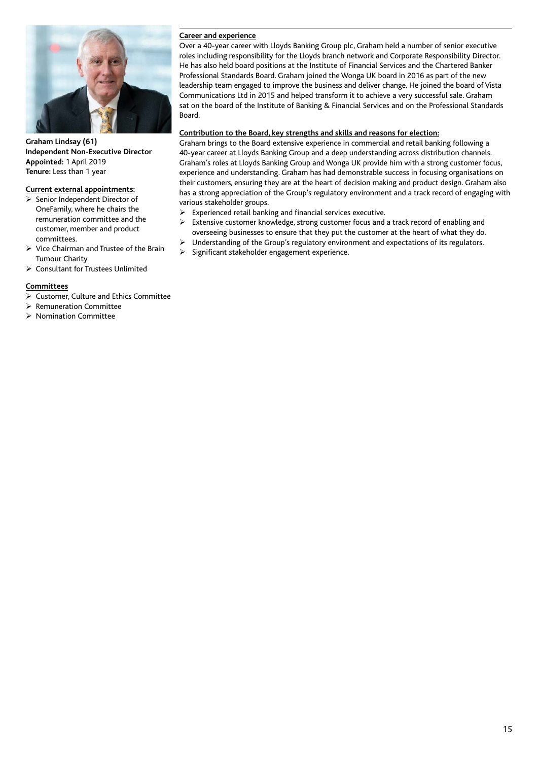**Graham Lindsay (61)**
**Independent Non-Executive Director**
**Appointed:** 1 April 2019
**Tenure:** Less than 1 year

**Current external appointments:**

- Senior Independent Director of OneFamily, where he chairs the remuneration committee and the customer, member and product committees.
- Vice Chairman and Trustee of the Brain Tumour Charity
- Consultant for Trustees Unlimited

**Committees**

- Customer, Culture and Ethics Committee
- Remuneration Committee
- Nomination Committee

**Career and experience**

Over a 40-year career with Lloyds Banking Group plc, Graham held a number of senior executive roles including responsibility for the Lloyds branch network and Corporate Responsibility Director. He has also held board positions at the Institute of Financial Services and the Chartered Banker Professional Standards Board. Graham joined the Wonga UK board in 2016 as part of the new leadership team engaged to improve the business and deliver change. He joined the board of Vista Communications Ltd in 2015 and helped transform it to achieve a very successful sale. Graham sat on the board of the Institute of Banking & Financial Services and on the Professional Standards Board.

**Contribution to the Board, key strengths and skills and reasons for election:**

Graham brings to the Board extensive experience in commercial and retail banking following a 40-year career at Lloyds Banking Group and a deep understanding across distribution channels. Graham's roles at Lloyds Banking Group and Wonga UK provide him with a strong customer focus, experience and understanding. Graham has had demonstrable success in focusing organisations on their customers, ensuring they are at the heart of decision making and product design. Graham also has a strong appreciation of the Group's regulatory environment and a track record of engaging with various stakeholder groups.

- Experienced retail banking and financial services executive.
- Extensive customer knowledge, strong customer focus and a track record of enabling and overseeing businesses to ensure that they put the customer at the heart of what they do.
- Understanding of the Group's regulatory environment and expectations of its regulators.
- Significant stakeholder engagement experience.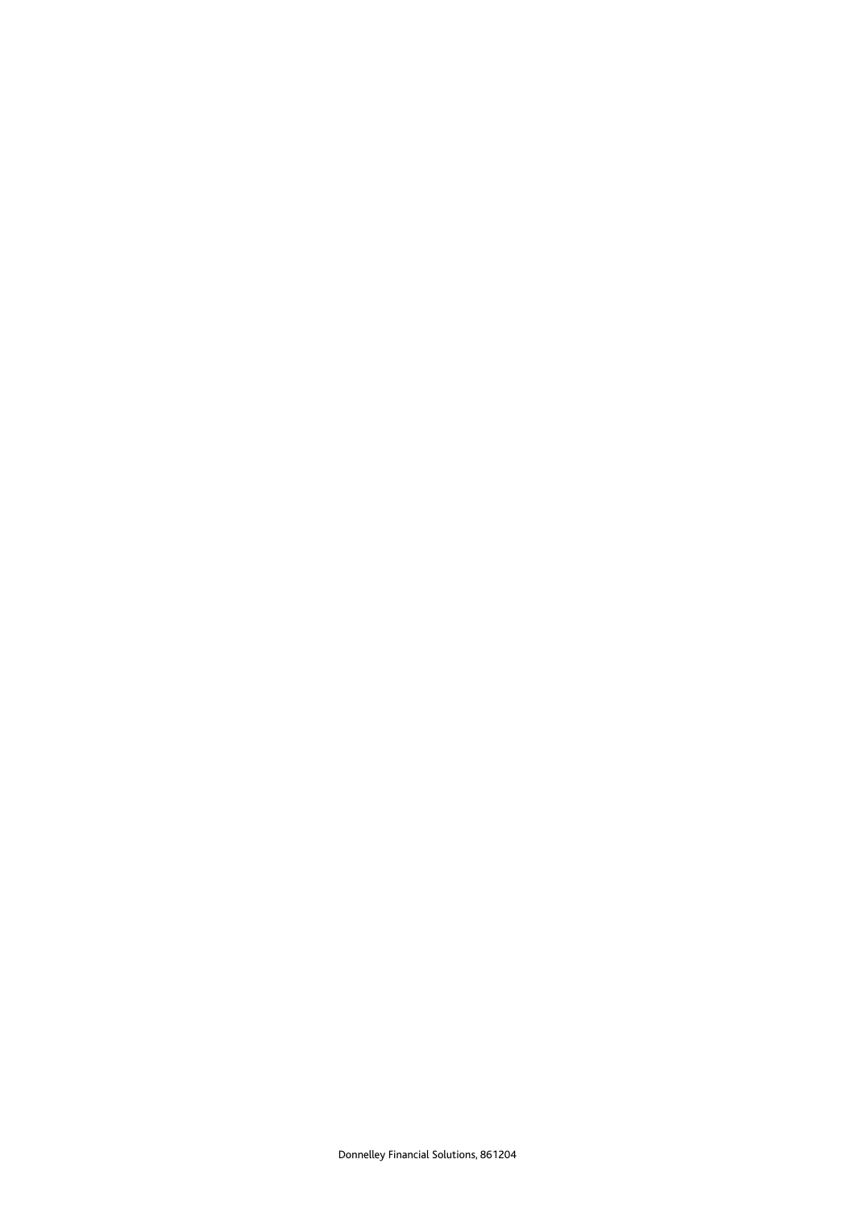Donnelley Financial Solutions, 861204